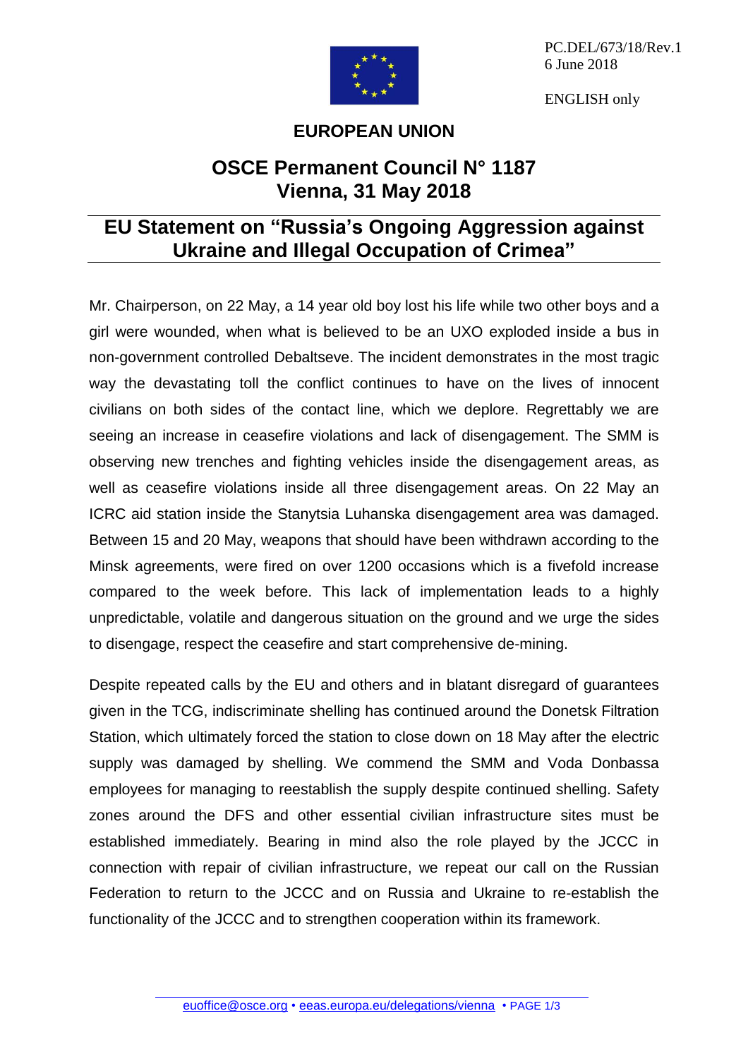PC.DEL/673/18/Rev.1
6 June 2018

ENGLISH only

**EUROPEAN UNION**

# OSCE Permanent Council N° 1187
# Vienna, 31 May 2018

## EU Statement on "Russia's Ongoing Aggression against Ukraine and Illegal Occupation of Crimea"

Mr. Chairperson, on 22 May, a 14 year old boy lost his life while two other boys and a girl were wounded, when what is believed to be an UXO exploded inside a bus in non-government controlled Debaltseve. The incident demonstrates in the most tragic way the devastating toll the conflict continues to have on the lives of innocent civilians on both sides of the contact line, which we deplore. Regrettably we are seeing an increase in ceasefire violations and lack of disengagement. The SMM is observing new trenches and fighting vehicles inside the disengagement areas, as well as ceasefire violations inside all three disengagement areas. On 22 May an ICRC aid station inside the Stanytsia Luhanska disengagement area was damaged. Between 15 and 20 May, weapons that should have been withdrawn according to the Minsk agreements, were fired on over 1200 occasions which is a fivefold increase compared to the week before. This lack of implementation leads to a highly unpredictable, volatile and dangerous situation on the ground and we urge the sides to disengage, respect the ceasefire and start comprehensive de-mining.

Despite repeated calls by the EU and others and in blatant disregard of guarantees given in the TCG, indiscriminate shelling has continued around the Donetsk Filtration Station, which ultimately forced the station to close down on 18 May after the electric supply was damaged by shelling. We commend the SMM and Voda Donbassa employees for managing to reestablish the supply despite continued shelling. Safety zones around the DFS and other essential civilian infrastructure sites must be established immediately. Bearing in mind also the role played by the JCCC in connection with repair of civilian infrastructure, we repeat our call on the Russian Federation to return to the JCCC and on Russia and Ukraine to re-establish the functionality of the JCCC and to strengthen cooperation within its framework.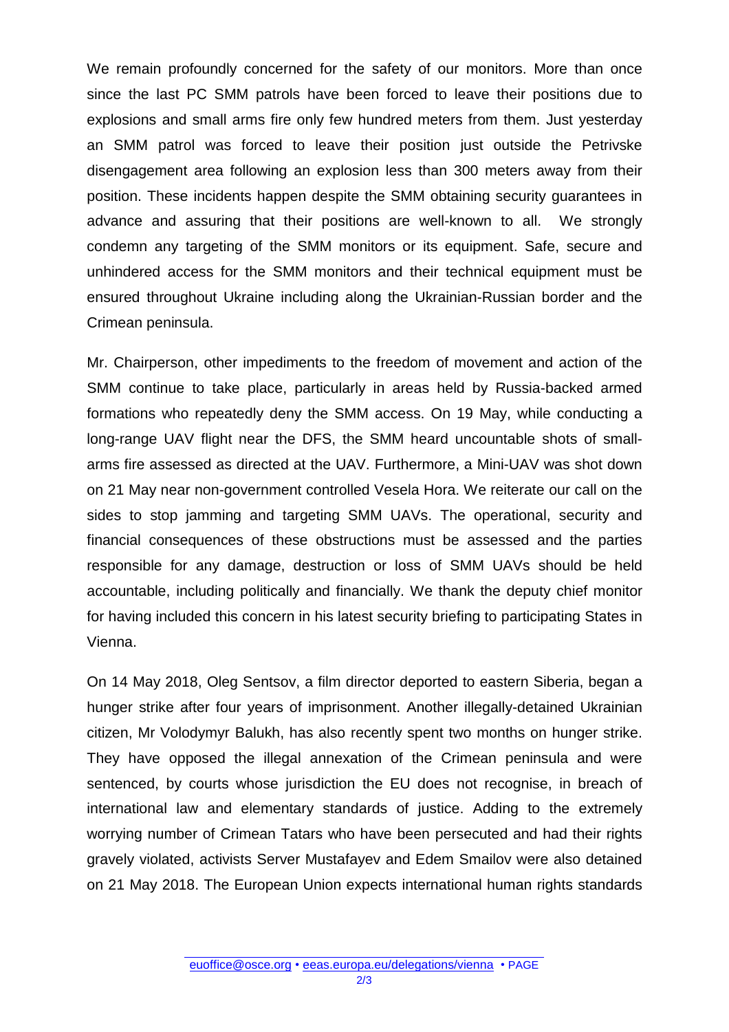We remain profoundly concerned for the safety of our monitors. More than once since the last PC SMM patrols have been forced to leave their positions due to explosions and small arms fire only few hundred meters from them. Just yesterday an SMM patrol was forced to leave their position just outside the Petrivske disengagement area following an explosion less than 300 meters away from their position. These incidents happen despite the SMM obtaining security guarantees in advance and assuring that their positions are well-known to all. We strongly condemn any targeting of the SMM monitors or its equipment. Safe, secure and unhindered access for the SMM monitors and their technical equipment must be ensured throughout Ukraine including along the Ukrainian-Russian border and the Crimean peninsula.

Mr. Chairperson, other impediments to the freedom of movement and action of the SMM continue to take place, particularly in areas held by Russia-backed armed formations who repeatedly deny the SMM access. On 19 May, while conducting a long-range UAV flight near the DFS, the SMM heard uncountable shots of small-arms fire assessed as directed at the UAV. Furthermore, a Mini-UAV was shot down on 21 May near non-government controlled Vesela Hora. We reiterate our call on the sides to stop jamming and targeting SMM UAVs. The operational, security and financial consequences of these obstructions must be assessed and the parties responsible for any damage, destruction or loss of SMM UAVs should be held accountable, including politically and financially. We thank the deputy chief monitor for having included this concern in his latest security briefing to participating States in Vienna.

On 14 May 2018, Oleg Sentsov, a film director deported to eastern Siberia, began a hunger strike after four years of imprisonment. Another illegally-detained Ukrainian citizen, Mr Volodymyr Balukh, has also recently spent two months on hunger strike. They have opposed the illegal annexation of the Crimean peninsula and were sentenced, by courts whose jurisdiction the EU does not recognise, in breach of international law and elementary standards of justice. Adding to the extremely worrying number of Crimean Tatars who have been persecuted and had their rights gravely violated, activists Server Mustafayev and Edem Smailov were also detained on 21 May 2018. The European Union expects international human rights standards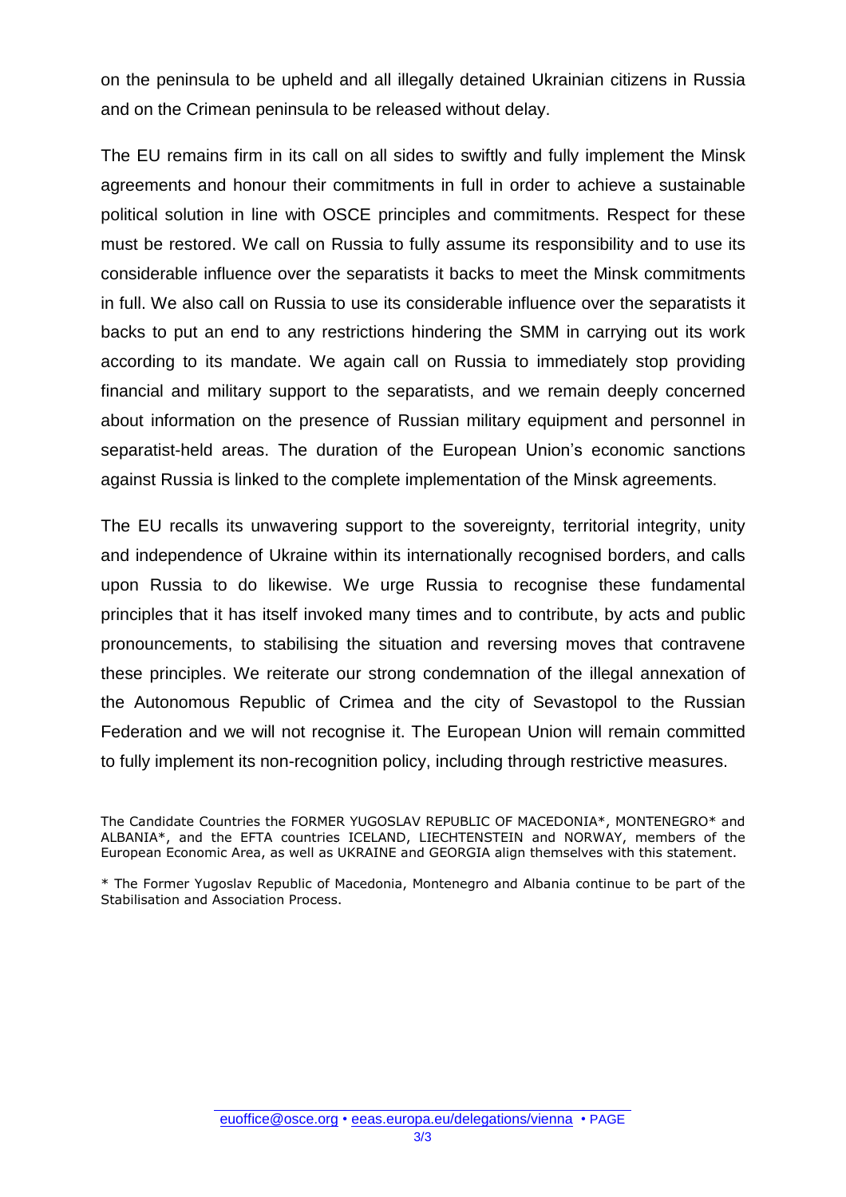on the peninsula to be upheld and all illegally detained Ukrainian citizens in Russia and on the Crimean peninsula to be released without delay.

The EU remains firm in its call on all sides to swiftly and fully implement the Minsk agreements and honour their commitments in full in order to achieve a sustainable political solution in line with OSCE principles and commitments. Respect for these must be restored. We call on Russia to fully assume its responsibility and to use its considerable influence over the separatists it backs to meet the Minsk commitments in full. We also call on Russia to use its considerable influence over the separatists it backs to put an end to any restrictions hindering the SMM in carrying out its work according to its mandate. We again call on Russia to immediately stop providing financial and military support to the separatists, and we remain deeply concerned about information on the presence of Russian military equipment and personnel in separatist-held areas. The duration of the European Union's economic sanctions against Russia is linked to the complete implementation of the Minsk agreements.

The EU recalls its unwavering support to the sovereignty, territorial integrity, unity and independence of Ukraine within its internationally recognised borders, and calls upon Russia to do likewise. We urge Russia to recognise these fundamental principles that it has itself invoked many times and to contribute, by acts and public pronouncements, to stabilising the situation and reversing moves that contravene these principles. We reiterate our strong condemnation of the illegal annexation of the Autonomous Republic of Crimea and the city of Sevastopol to the Russian Federation and we will not recognise it. The European Union will remain committed to fully implement its non-recognition policy, including through restrictive measures.

The Candidate Countries the FORMER YUGOSLAV REPUBLIC OF MACEDONIA*, MONTENEGRO* and ALBANIA*, and the EFTA countries ICELAND, LIECHTENSTEIN and NORWAY, members of the European Economic Area, as well as UKRAINE and GEORGIA align themselves with this statement.

* The Former Yugoslav Republic of Macedonia, Montenegro and Albania continue to be part of the Stabilisation and Association Process.